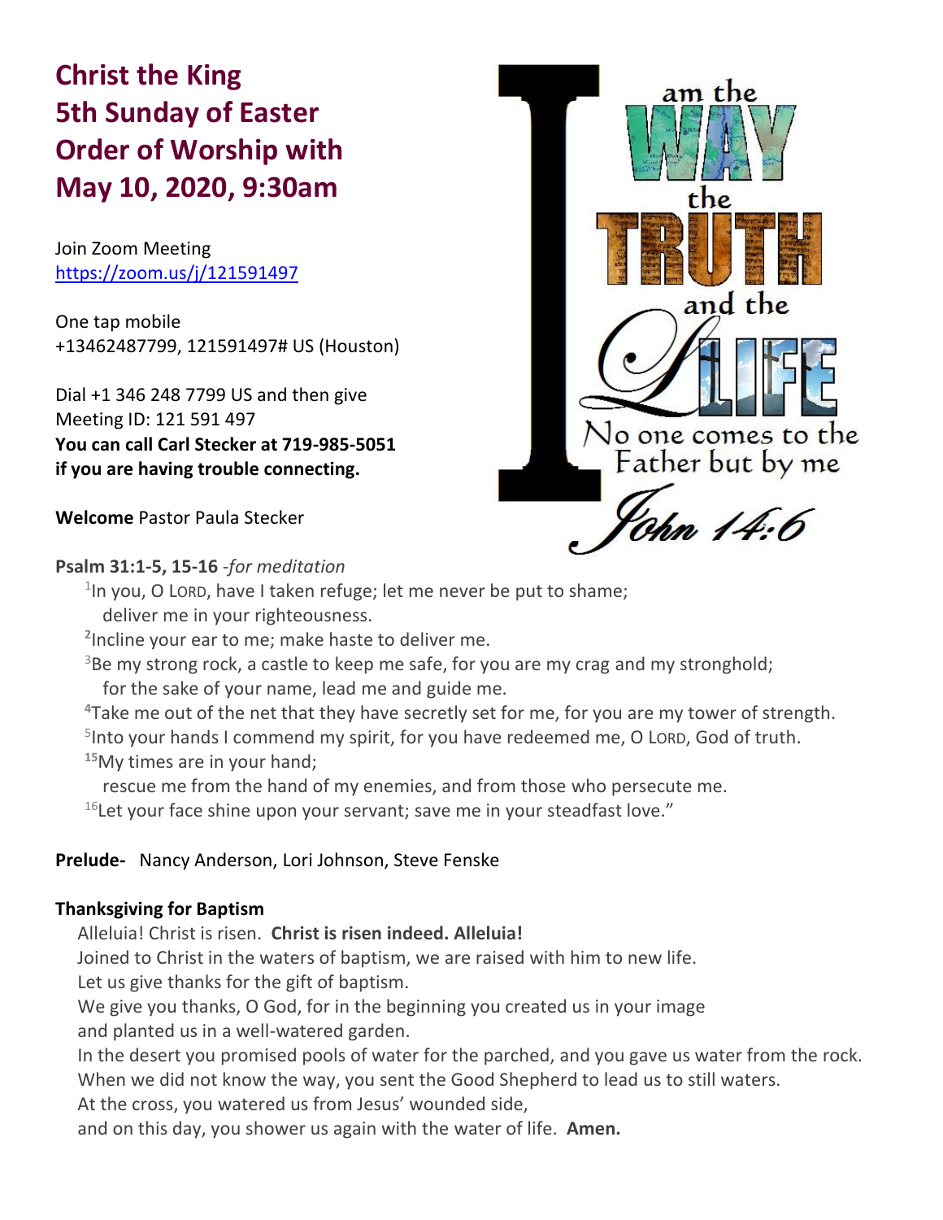# Christ the King
# 5th Sunday of Easter
# Order of Worship with
# May 10, 2020, 9:30am

Join Zoom Meeting
https://zoom.us/j/121591497

One tap mobile
+13462487799, 121591497# US (Houston)

Dial +1 346 248 7799 US and then give
Meeting ID: 121 591 497
**You can call Carl Stecker at 719-985-5051 if you are having trouble connecting.**

I am the WAY the TRUTH and the LIFE
No one comes to the Father but by me
John 14:6

**Welcome** Pastor Paula Stecker

**Psalm 31:1-5, 15-16** *-for meditation*

[1]In you, O LORD, have I taken refuge; let me never be put to shame;
deliver me in your righteousness.
[2]Incline your ear to me; make haste to deliver me.
[3]Be my strong rock, a castle to keep me safe, for you are my crag and my stronghold;
for the sake of your name, lead me and guide me.
[4]Take me out of the net that they have secretly set for me, for you are my tower of strength.
[5]Into your hands I commend my spirit, for you have redeemed me, O LORD, God of truth.
[15]My times are in your hand;
rescue me from the hand of my enemies, and from those who persecute me.
[16]Let your face shine upon your servant; save me in your steadfast love."

**Prelude-** Nancy Anderson, Lori Johnson, Steve Fenske

**Thanksgiving for Baptism**

Alleluia! Christ is risen. **Christ is risen indeed. Alleluia!**
Joined to Christ in the waters of baptism, we are raised with him to new life.
Let us give thanks for the gift of baptism.
We give you thanks, O God, for in the beginning you created us in your image
and planted us in a well-watered garden.
In the desert you promised pools of water for the parched, and you gave us water from the rock.
When we did not know the way, you sent the Good Shepherd to lead us to still waters.
At the cross, you watered us from Jesus' wounded side,
and on this day, you shower us again with the water of life. **Amen.**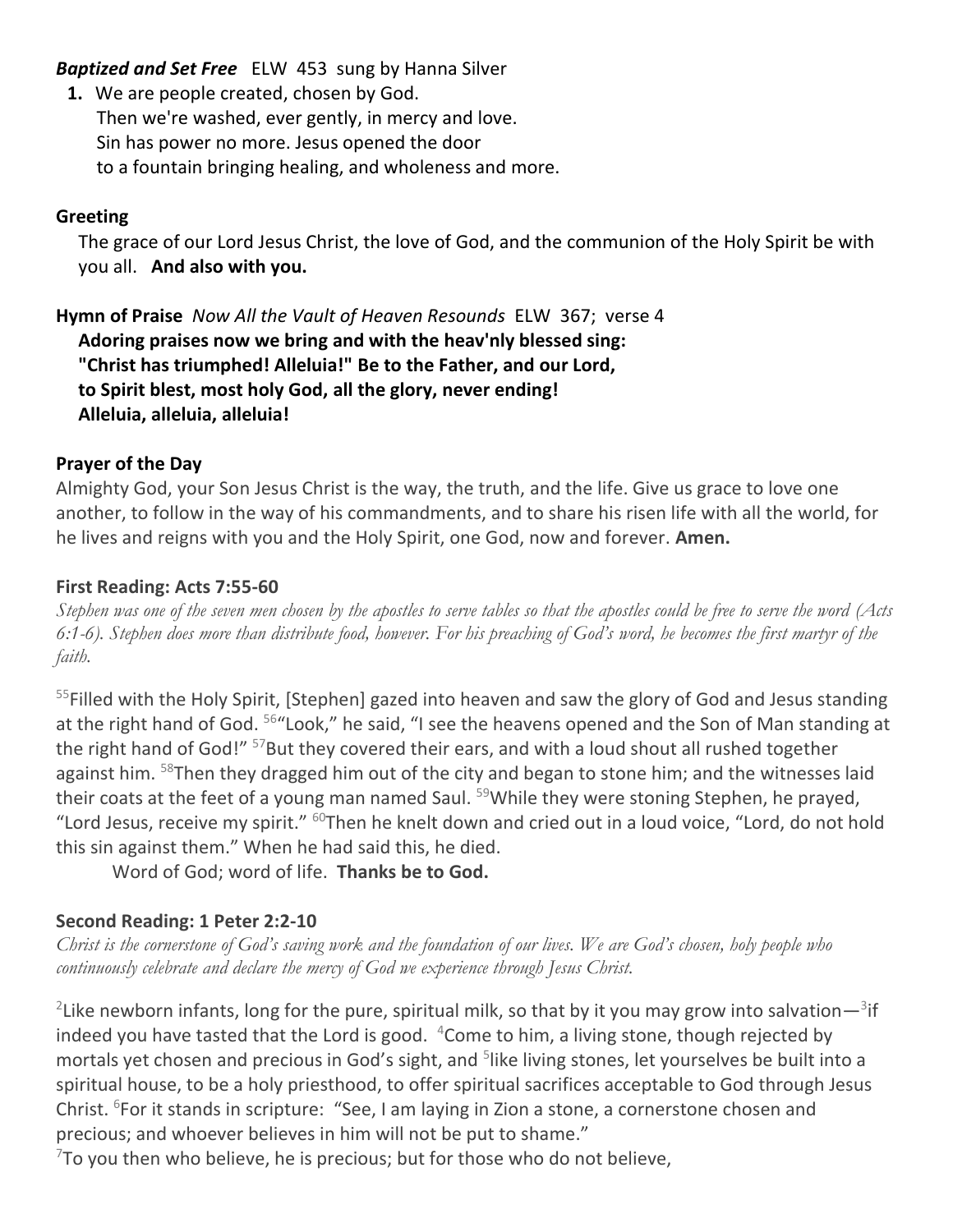***Baptized and Set Free*** ELW 453 sung by Hanna Silver

**1.** We are people created, chosen by God.
Then we're washed, ever gently, in mercy and love.
Sin has power no more. Jesus opened the door
to a fountain bringing healing, and wholeness and more.

**Greeting**

The grace of our Lord Jesus Christ, the love of God, and the communion of the Holy Spirit be with you all. **And also with you.**

**Hymn of Praise** *Now All the Vault of Heaven Resounds* ELW 367; verse 4

**Adoring praises now we bring and with the heav'nly blessed sing:
"Christ has triumphed! Alleluia!" Be to the Father, and our Lord,
to Spirit blest, most holy God, all the glory, never ending!
Alleluia, alleluia, alleluia!**

**Prayer of the Day**

Almighty God, your Son Jesus Christ is the way, the truth, and the life. Give us grace to love one another, to follow in the way of his commandments, and to share his risen life with all the world, for he lives and reigns with you and the Holy Spirit, one God, now and forever. **Amen.**

**First Reading: Acts 7:55-60**

*Stephen was one of the seven men chosen by the apostles to serve tables so that the apostles could be free to serve the word (Acts 6:1-6). Stephen does more than distribute food, however. For his preaching of God's word, he becomes the first martyr of the faith.*

[55]Filled with the Holy Spirit, [Stephen] gazed into heaven and saw the glory of God and Jesus standing at the right hand of God. [56]"Look," he said, "I see the heavens opened and the Son of Man standing at the right hand of God!" [57]But they covered their ears, and with a loud shout all rushed together against him. [58]Then they dragged him out of the city and began to stone him; and the witnesses laid their coats at the feet of a young man named Saul. [59]While they were stoning Stephen, he prayed, "Lord Jesus, receive my spirit." [60]Then he knelt down and cried out in a loud voice, "Lord, do not hold this sin against them." When he had said this, he died.

Word of God; word of life. **Thanks be to God.**

**Second Reading: 1 Peter 2:2-10**

*Christ is the cornerstone of God's saving work and the foundation of our lives. We are God's chosen, holy people who continuously celebrate and declare the mercy of God we experience through Jesus Christ.*

[2]Like newborn infants, long for the pure, spiritual milk, so that by it you may grow into salvation—[3]if indeed you have tasted that the Lord is good. [4]Come to him, a living stone, though rejected by mortals yet chosen and precious in God's sight, and [5]like living stones, let yourselves be built into a spiritual house, to be a holy priesthood, to offer spiritual sacrifices acceptable to God through Jesus Christ. [6]For it stands in scripture: "See, I am laying in Zion a stone, a cornerstone chosen and precious; and whoever believes in him will not be put to shame."

[7]To you then who believe, he is precious; but for those who do not believe,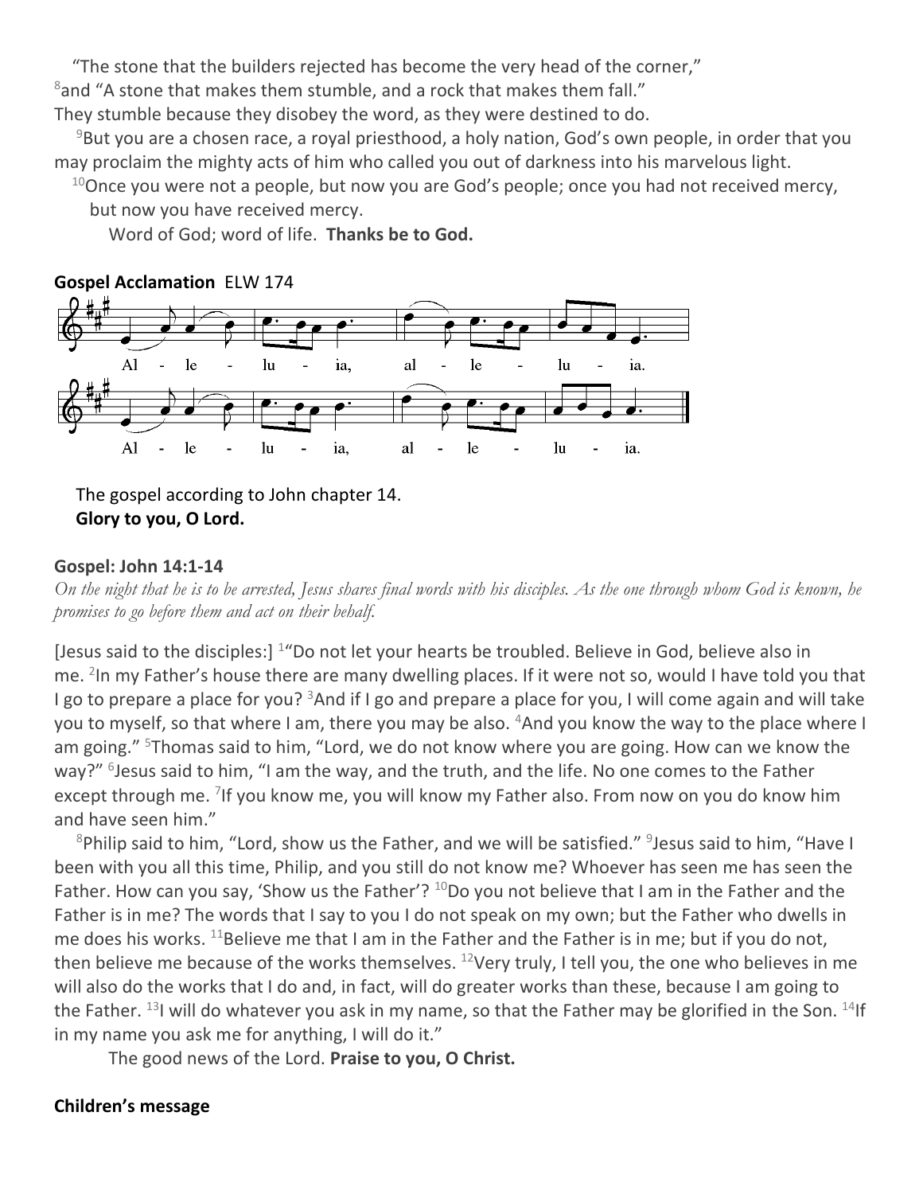"The stone that the builders rejected has become the very head of the corner,"
[8]and "A stone that makes them stumble, and a rock that makes them fall."
They stumble because they disobey the word, as they were destined to do.

[9]But you are a chosen race, a royal priesthood, a holy nation, God's own people, in order that you may proclaim the mighty acts of him who called you out of darkness into his marvelous light.

[10]Once you were not a people, but now you are God's people; once you had not received mercy, but now you have received mercy.

Word of God; word of life. **Thanks be to God.**

**Gospel Acclamation** ELW 174

Al - le - lu - ia, al - le - lu - ia.
Al - le - lu - ia, al - le - lu - ia.

The gospel according to John chapter 14.
**Glory to you, O Lord.**

**Gospel: John 14:1-14**

*On the night that he is to be arrested, Jesus shares final words with his disciples. As the one through whom God is known, he promises to go before them and act on their behalf.*

[Jesus said to the disciples:] [1]"Do not let your hearts be troubled. Believe in God, believe also in me. [2]In my Father's house there are many dwelling places. If it were not so, would I have told you that I go to prepare a place for you? [3]And if I go and prepare a place for you, I will come again and will take you to myself, so that where I am, there you may be also. [4]And you know the way to the place where I am going." [5]Thomas said to him, "Lord, we do not know where you are going. How can we know the way?" [6]Jesus said to him, "I am the way, and the truth, and the life. No one comes to the Father except through me. [7]If you know me, you will know my Father also. From now on you do know him and have seen him."

[8]Philip said to him, "Lord, show us the Father, and we will be satisfied." [9]Jesus said to him, "Have I been with you all this time, Philip, and you still do not know me? Whoever has seen me has seen the Father. How can you say, 'Show us the Father'? [10]Do you not believe that I am in the Father and the Father is in me? The words that I say to you I do not speak on my own; but the Father who dwells in me does his works. [11]Believe me that I am in the Father and the Father is in me; but if you do not, then believe me because of the works themselves. [12]Very truly, I tell you, the one who believes in me will also do the works that I do and, in fact, will do greater works than these, because I am going to the Father. [13]I will do whatever you ask in my name, so that the Father may be glorified in the Son. [14]If in my name you ask me for anything, I will do it."

The good news of the Lord. **Praise to you, O Christ.**

**Children's message**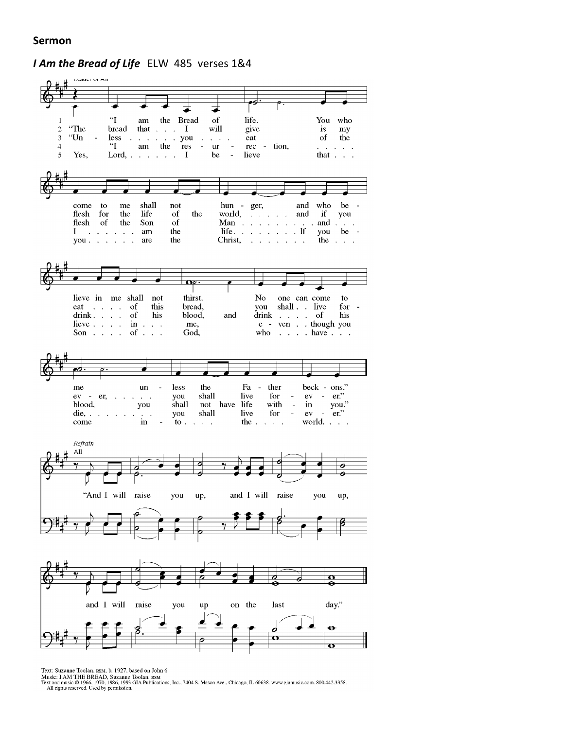**Sermon**

***I Am the Bread of Life*** ELW 485 verses 1&4

Leader or All

1 "I am the Bread of life. You who come to me shall not hunger, and who believe in me shall not thirst. No one can come to me unless the Father beckons."

2 "The bread that I will give is my flesh for the life of the world, and if you eat of this bread, you shall live forever, you shall live forever."

3 "Unless you eat of the flesh of the Son of Man and drink of his blood, and drink of his blood, you shall not have life within you."

4 "I am the resurrection, I am the life. If you believe in me, even though you die, you shall live forever."

5 Yes, Lord, I believe that you are the Christ, the Son of God, who have come into the world.

Refrain
All

"And I will raise you up, and I will raise you up, and I will raise you up on the last day."

Text: Suzanne Toolan, RSM, b. 1927, based on John 6
Music: I AM THE BREAD, Suzanne Toolan, RSM
Text and music © 1966, 1970, 1986, 1993 GIA Publications, Inc., 7404 S. Mason Ave., Chicago, IL 60638. www.giamusic.com. 800.442.3358.
All rights reserved. Used by permission.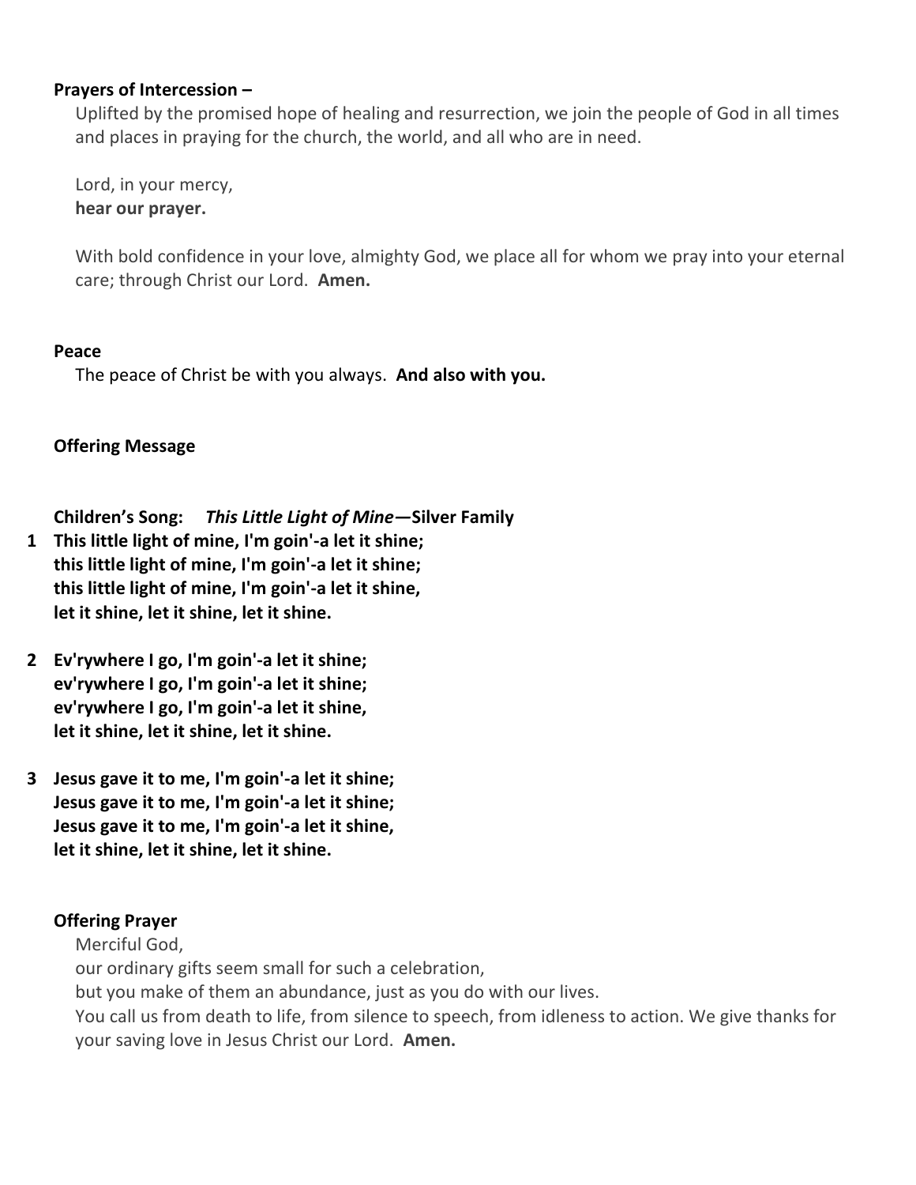**Prayers of Intercession –**

Uplifted by the promised hope of healing and resurrection, we join the people of God in all times and places in praying for the church, the world, and all who are in need.

Lord, in your mercy,
**hear our prayer.**

With bold confidence in your love, almighty God, we place all for whom we pray into your eternal care; through Christ our Lord. **Amen.**

**Peace**

The peace of Christ be with you always. **And also with you.**

**Offering Message**

**Children's Song:** ***This Little Light of Mine*****—Silver Family**

**1 This little light of mine, I'm goin'-a let it shine;
this little light of mine, I'm goin'-a let it shine;
this little light of mine, I'm goin'-a let it shine,
let it shine, let it shine, let it shine.**

**2 Ev'rywhere I go, I'm goin'-a let it shine;
ev'rywhere I go, I'm goin'-a let it shine;
ev'rywhere I go, I'm goin'-a let it shine,
let it shine, let it shine, let it shine.**

**3 Jesus gave it to me, I'm goin'-a let it shine;
Jesus gave it to me, I'm goin'-a let it shine;
Jesus gave it to me, I'm goin'-a let it shine,
let it shine, let it shine, let it shine.**

**Offering Prayer**

Merciful God,
our ordinary gifts seem small for such a celebration,
but you make of them an abundance, just as you do with our lives.
You call us from death to life, from silence to speech, from idleness to action. We give thanks for your saving love in Jesus Christ our Lord. **Amen.**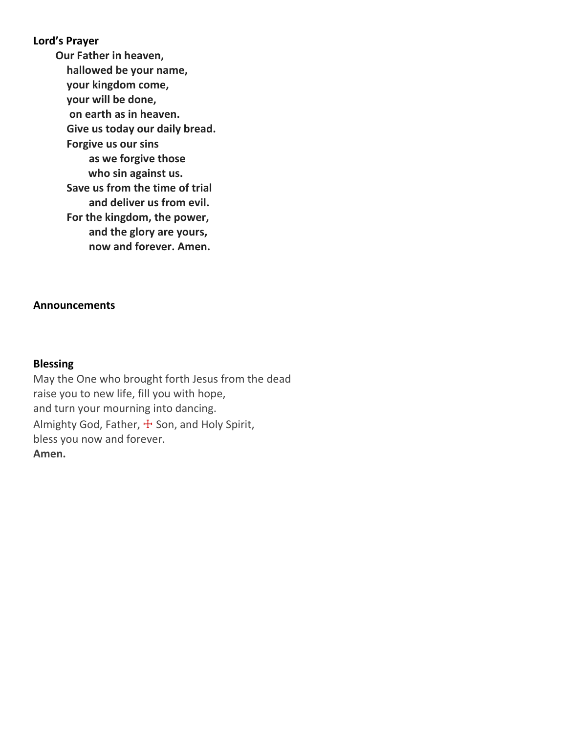**Lord's Prayer**

**Our Father in heaven,**
**hallowed be your name,**
**your kingdom come,**
**your will be done,**
**on earth as in heaven.**
**Give us today our daily bread.**
**Forgive us our sins**
**as we forgive those**
**who sin against us.**
**Save us from the time of trial**
**and deliver us from evil.**
**For the kingdom, the power,**
**and the glory are yours,**
**now and forever. Amen.**

**Announcements**

**Blessing**

May the One who brought forth Jesus from the dead
raise you to new life, fill you with hope,
and turn your mourning into dancing.
Almighty God, Father, ☩ Son, and Holy Spirit,
bless you now and forever.
**Amen.**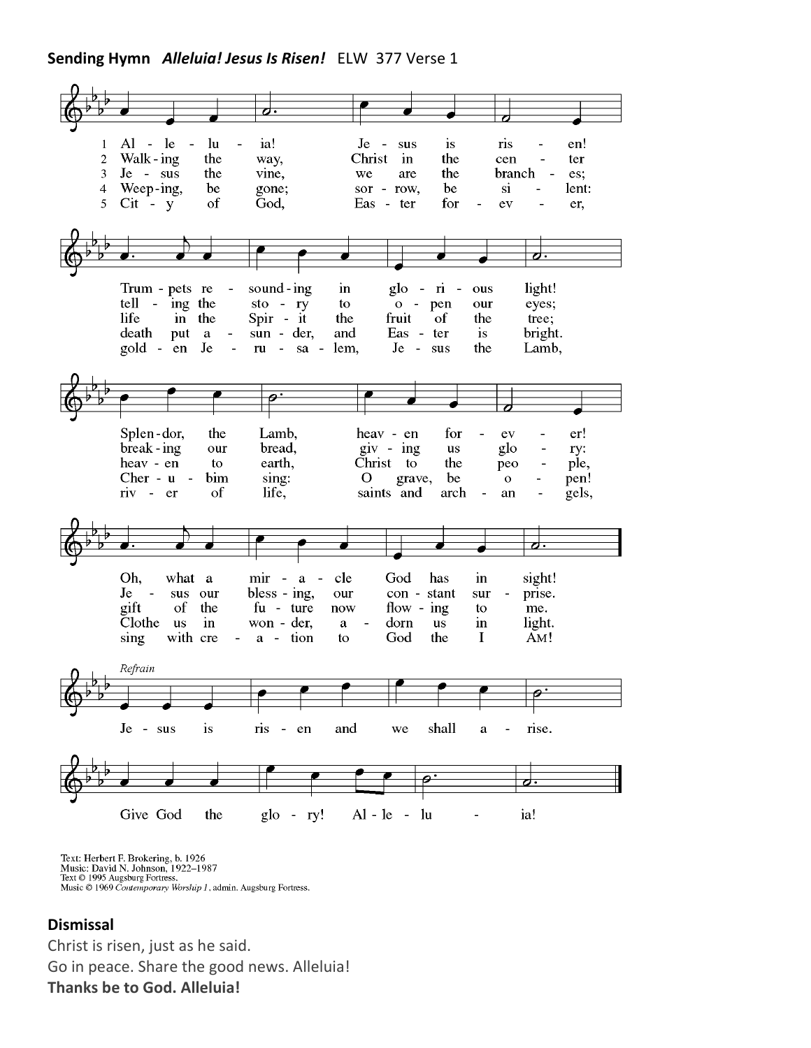**Sending Hymn** ***Alleluia! Jesus Is Risen!*** ELW 377 Verse 1

1 Al - le - lu - ia! Je - sus is ris - en!
Trum - pets re - sound - ing in glo - ri - ous light!
Splen - dor, the Lamb, heav - en for - ev - er!
Oh, what a mir - a - cle God has in sight!

2 Walk - ing the way, Christ in the cen - ter
tell - ing the sto - ry to o - pen our eyes;
break - ing our bread, giv - ing us glo - ry:
Je - sus our bless - ing, our con - stant sur - prise.

3 Je - sus the vine, we are the branch - es;
life in the Spir - it the fruit of the tree;
heav - en to earth, Christ to the peo - ple,
gift of the fu - ture now flow - ing to me.

4 Weep - ing, be gone; sor - row, be si - lent:
death put a - sun - der, and Eas - ter is bright.
Cher - u - bim sing: O grave, be o - pen!
Clothe us in won - der, a - dorn us in light.

5 Cit - y of God, Eas - ter for - ev - er,
gold - en Je - ru - sa - lem, Je - sus the Lamb,
riv - er of life, saints and arch - an - gels,
sing with cre - a - tion to God the I AM!

*Refrain*
Je - sus is ris - en and we shall a - rise.
Give God the glo - ry! Al - le - lu - ia!

Text: Herbert F. Brokering, b. 1926
Music: David N. Johnson, 1922–1987
Text © 1995 Augsburg Fortress.
Music © 1969 *Contemporary Worship 1*, admin. Augsburg Fortress.

**Dismissal**

Christ is risen, just as he said.
Go in peace. Share the good news. Alleluia!
**Thanks be to God. Alleluia!**